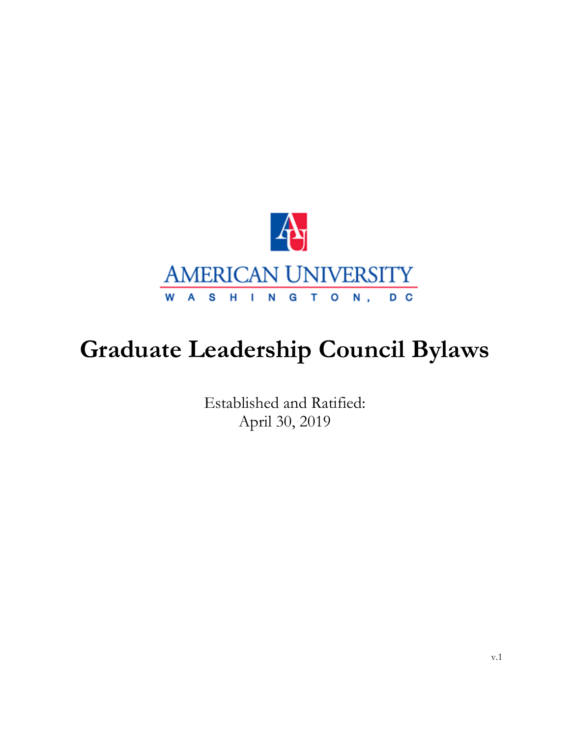AMERICAN UNIVERSITY

WASHINGTON, DC

# Graduate Leadership Council Bylaws

Established and Ratified:
April 30, 2019

v.1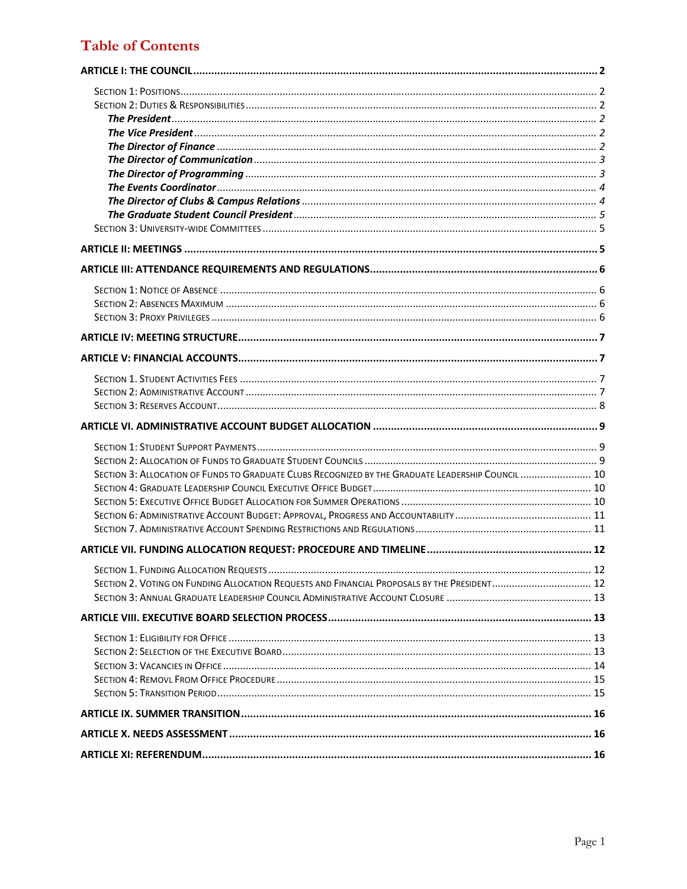# Table of Contents

**ARTICLE I: THE COUNCIL** ........ **2**

- SECTION 1: POSITIONS ........ 2
- SECTION 2: DUTIES & RESPONSIBILITIES ........ 2
  - ***The President*** ........ *2*
  - ***The Vice President*** ........ *2*
  - ***The Director of Finance*** ........ *2*
  - ***The Director of Communication*** ........ *3*
  - ***The Director of Programming*** ........ *3*
  - ***The Events Coordinator*** ........ *4*
  - ***The Director of Clubs & Campus Relations*** ........ *4*
  - ***The Graduate Student Council President*** ........ *5*
- SECTION 3: UNIVERSITY-WIDE COMMITTEES ........ 5

**ARTICLE II: MEETINGS** ........ **5**

**ARTICLE III: ATTENDANCE REQUIREMENTS AND REGULATIONS** ........ **6**

- SECTION 1: NOTICE OF ABSENCE ........ 6
- SECTION 2: ABSENCES MAXIMUM ........ 6
- SECTION 3: PROXY PRIVILEGES ........ 6

**ARTICLE IV: MEETING STRUCTURE** ........ **7**

**ARTICLE V: FINANCIAL ACCOUNTS** ........ **7**

- SECTION 1. STUDENT ACTIVITIES FEES ........ 7
- SECTION 2: ADMINISTRATIVE ACCOUNT ........ 7
- SECTION 3: RESERVES ACCOUNT ........ 8

**ARTICLE VI. ADMINISTRATIVE ACCOUNT BUDGET ALLOCATION** ........ **9**

- SECTION 1: STUDENT SUPPORT PAYMENTS ........ 9
- SECTION 2: ALLOCATION OF FUNDS TO GRADUATE STUDENT COUNCILS ........ 9
- SECTION 3: ALLOCATION OF FUNDS TO GRADUATE CLUBS RECOGNIZED BY THE GRADUATE LEADERSHIP COUNCIL ........ 10
- SECTION 4: GRADUATE LEADERSHIP COUNCIL EXECUTIVE OFFICE BUDGET ........ 10
- SECTION 5: EXECUTIVE OFFICE BUDGET ALLOCATION FOR SUMMER OPERATIONS ........ 10
- SECTION 6: ADMINISTRATIVE ACCOUNT BUDGET: APPROVAL, PROGRESS AND ACCOUNTABILITY ........ 11
- SECTION 7. ADMINISTRATIVE ACCOUNT SPENDING RESTRICTIONS AND REGULATIONS ........ 11

**ARTICLE VII. FUNDING ALLOCATION REQUEST: PROCEDURE AND TIMELINE** ........ **12**

- SECTION 1. FUNDING ALLOCATION REQUESTS ........ 12
- SECTION 2. VOTING ON FUNDING ALLOCATION REQUESTS AND FINANCIAL PROPOSALS BY THE PRESIDENT ........ 12
- SECTION 3: ANNUAL GRADUATE LEADERSHIP COUNCIL ADMINISTRATIVE ACCOUNT CLOSURE ........ 13

**ARTICLE VIII. EXECUTIVE BOARD SELECTION PROCESS** ........ **13**

- SECTION 1: ELIGIBILITY FOR OFFICE ........ 13
- SECTION 2: SELECTION OF THE EXECUTIVE BOARD ........ 13
- SECTION 3: VACANCIES IN OFFICE ........ 14
- SECTION 4: REMOVL FROM OFFICE PROCEDURE ........ 15
- SECTION 5: TRANSITION PERIOD ........ 15

**ARTICLE IX. SUMMER TRANSITION** ........ **16**

**ARTICLE X. NEEDS ASSESSMENT** ........ **16**

**ARTICLE XI: REFERENDUM** ........ **16**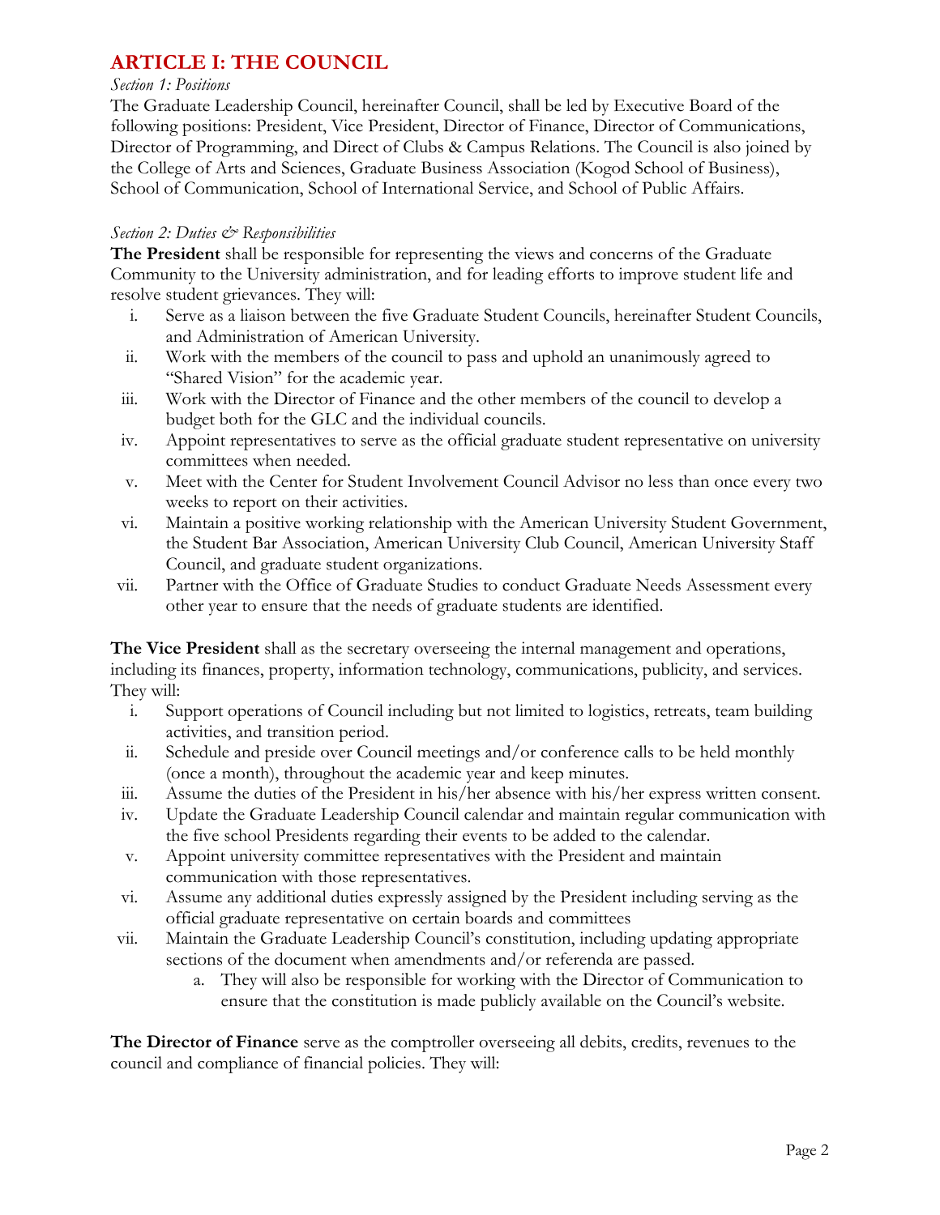# ARTICLE I: THE COUNCIL

*Section 1: Positions*

The Graduate Leadership Council, hereinafter Council, shall be led by Executive Board of the following positions: President, Vice President, Director of Finance, Director of Communications, Director of Programming, and Direct of Clubs & Campus Relations. The Council is also joined by the College of Arts and Sciences, Graduate Business Association (Kogod School of Business), School of Communication, School of International Service, and School of Public Affairs.

*Section 2: Duties & Responsibilities*

**The President** shall be responsible for representing the views and concerns of the Graduate Community to the University administration, and for leading efforts to improve student life and resolve student grievances. They will:

i. Serve as a liaison between the five Graduate Student Councils, hereinafter Student Councils, and Administration of American University.
ii. Work with the members of the council to pass and uphold an unanimously agreed to "Shared Vision" for the academic year.
iii. Work with the Director of Finance and the other members of the council to develop a budget both for the GLC and the individual councils.
iv. Appoint representatives to serve as the official graduate student representative on university committees when needed.
v. Meet with the Center for Student Involvement Council Advisor no less than once every two weeks to report on their activities.
vi. Maintain a positive working relationship with the American University Student Government, the Student Bar Association, American University Club Council, American University Staff Council, and graduate student organizations.
vii. Partner with the Office of Graduate Studies to conduct Graduate Needs Assessment every other year to ensure that the needs of graduate students are identified.

**The Vice President** shall as the secretary overseeing the internal management and operations, including its finances, property, information technology, communications, publicity, and services. They will:

i. Support operations of Council including but not limited to logistics, retreats, team building activities, and transition period.
ii. Schedule and preside over Council meetings and/or conference calls to be held monthly (once a month), throughout the academic year and keep minutes.
iii. Assume the duties of the President in his/her absence with his/her express written consent.
iv. Update the Graduate Leadership Council calendar and maintain regular communication with the five school Presidents regarding their events to be added to the calendar.
v. Appoint university committee representatives with the President and maintain communication with those representatives.
vi. Assume any additional duties expressly assigned by the President including serving as the official graduate representative on certain boards and committees
vii. Maintain the Graduate Leadership Council's constitution, including updating appropriate sections of the document when amendments and/or referenda are passed.
    a. They will also be responsible for working with the Director of Communication to ensure that the constitution is made publicly available on the Council's website.

**The Director of Finance** serve as the comptroller overseeing all debits, credits, revenues to the council and compliance of financial policies. They will: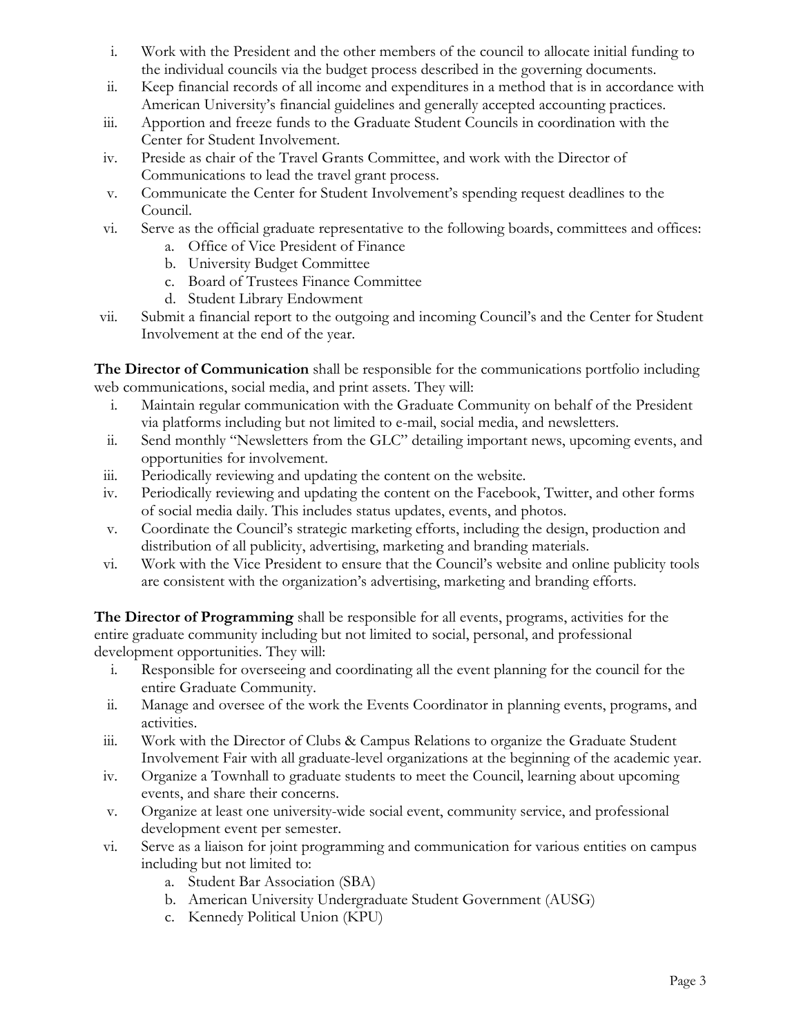i. Work with the President and the other members of the council to allocate initial funding to the individual councils via the budget process described in the governing documents.
ii. Keep financial records of all income and expenditures in a method that is in accordance with American University's financial guidelines and generally accepted accounting practices.
iii. Apportion and freeze funds to the Graduate Student Councils in coordination with the Center for Student Involvement.
iv. Preside as chair of the Travel Grants Committee, and work with the Director of Communications to lead the travel grant process.
v. Communicate the Center for Student Involvement's spending request deadlines to the Council.
vi. Serve as the official graduate representative to the following boards, committees and offices:
    a. Office of Vice President of Finance
    b. University Budget Committee
    c. Board of Trustees Finance Committee
    d. Student Library Endowment
vii. Submit a financial report to the outgoing and incoming Council's and the Center for Student Involvement at the end of the year.

**The Director of Communication** shall be responsible for the communications portfolio including web communications, social media, and print assets. They will:

i. Maintain regular communication with the Graduate Community on behalf of the President via platforms including but not limited to e-mail, social media, and newsletters.
ii. Send monthly "Newsletters from the GLC" detailing important news, upcoming events, and opportunities for involvement.
iii. Periodically reviewing and updating the content on the website.
iv. Periodically reviewing and updating the content on the Facebook, Twitter, and other forms of social media daily. This includes status updates, events, and photos.
v. Coordinate the Council's strategic marketing efforts, including the design, production and distribution of all publicity, advertising, marketing and branding materials.
vi. Work with the Vice President to ensure that the Council's website and online publicity tools are consistent with the organization's advertising, marketing and branding efforts.

**The Director of Programming** shall be responsible for all events, programs, activities for the entire graduate community including but not limited to social, personal, and professional development opportunities. They will:

i. Responsible for overseeing and coordinating all the event planning for the council for the entire Graduate Community.
ii. Manage and oversee of the work the Events Coordinator in planning events, programs, and activities.
iii. Work with the Director of Clubs & Campus Relations to organize the Graduate Student Involvement Fair with all graduate-level organizations at the beginning of the academic year.
iv. Organize a Townhall to graduate students to meet the Council, learning about upcoming events, and share their concerns.
v. Organize at least one university-wide social event, community service, and professional development event per semester.
vi. Serve as a liaison for joint programming and communication for various entities on campus including but not limited to:
    a. Student Bar Association (SBA)
    b. American University Undergraduate Student Government (AUSG)
    c. Kennedy Political Union (KPU)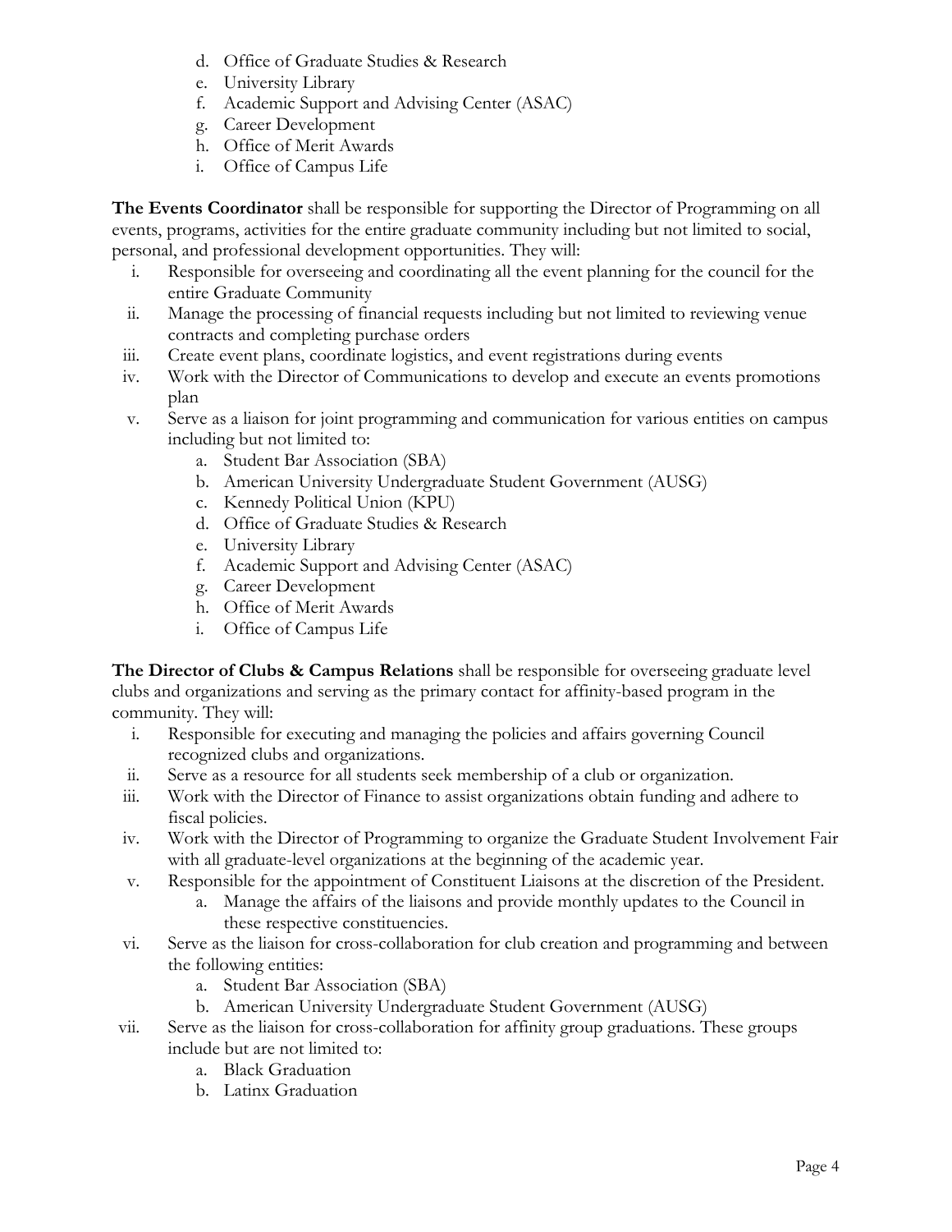d. Office of Graduate Studies & Research
   e. University Library
   f. Academic Support and Advising Center (ASAC)
   g. Career Development
   h. Office of Merit Awards
   i. Office of Campus Life

**The Events Coordinator** shall be responsible for supporting the Director of Programming on all events, programs, activities for the entire graduate community including but not limited to social, personal, and professional development opportunities. They will:

i. Responsible for overseeing and coordinating all the event planning for the council for the entire Graduate Community
ii. Manage the processing of financial requests including but not limited to reviewing venue contracts and completing purchase orders
iii. Create event plans, coordinate logistics, and event registrations during events
iv. Work with the Director of Communications to develop and execute an events promotions plan
v. Serve as a liaison for joint programming and communication for various entities on campus including but not limited to:
   a. Student Bar Association (SBA)
   b. American University Undergraduate Student Government (AUSG)
   c. Kennedy Political Union (KPU)
   d. Office of Graduate Studies & Research
   e. University Library
   f. Academic Support and Advising Center (ASAC)
   g. Career Development
   h. Office of Merit Awards
   i. Office of Campus Life

**The Director of Clubs & Campus Relations** shall be responsible for overseeing graduate level clubs and organizations and serving as the primary contact for affinity-based program in the community. They will:

i. Responsible for executing and managing the policies and affairs governing Council recognized clubs and organizations.
ii. Serve as a resource for all students seek membership of a club or organization.
iii. Work with the Director of Finance to assist organizations obtain funding and adhere to fiscal policies.
iv. Work with the Director of Programming to organize the Graduate Student Involvement Fair with all graduate-level organizations at the beginning of the academic year.
v. Responsible for the appointment of Constituent Liaisons at the discretion of the President.
   a. Manage the affairs of the liaisons and provide monthly updates to the Council in these respective constituencies.
vi. Serve as the liaison for cross-collaboration for club creation and programming and between the following entities:
   a. Student Bar Association (SBA)
   b. American University Undergraduate Student Government (AUSG)
vii. Serve as the liaison for cross-collaboration for affinity group graduations. These groups include but are not limited to:
   a. Black Graduation
   b. Latinx Graduation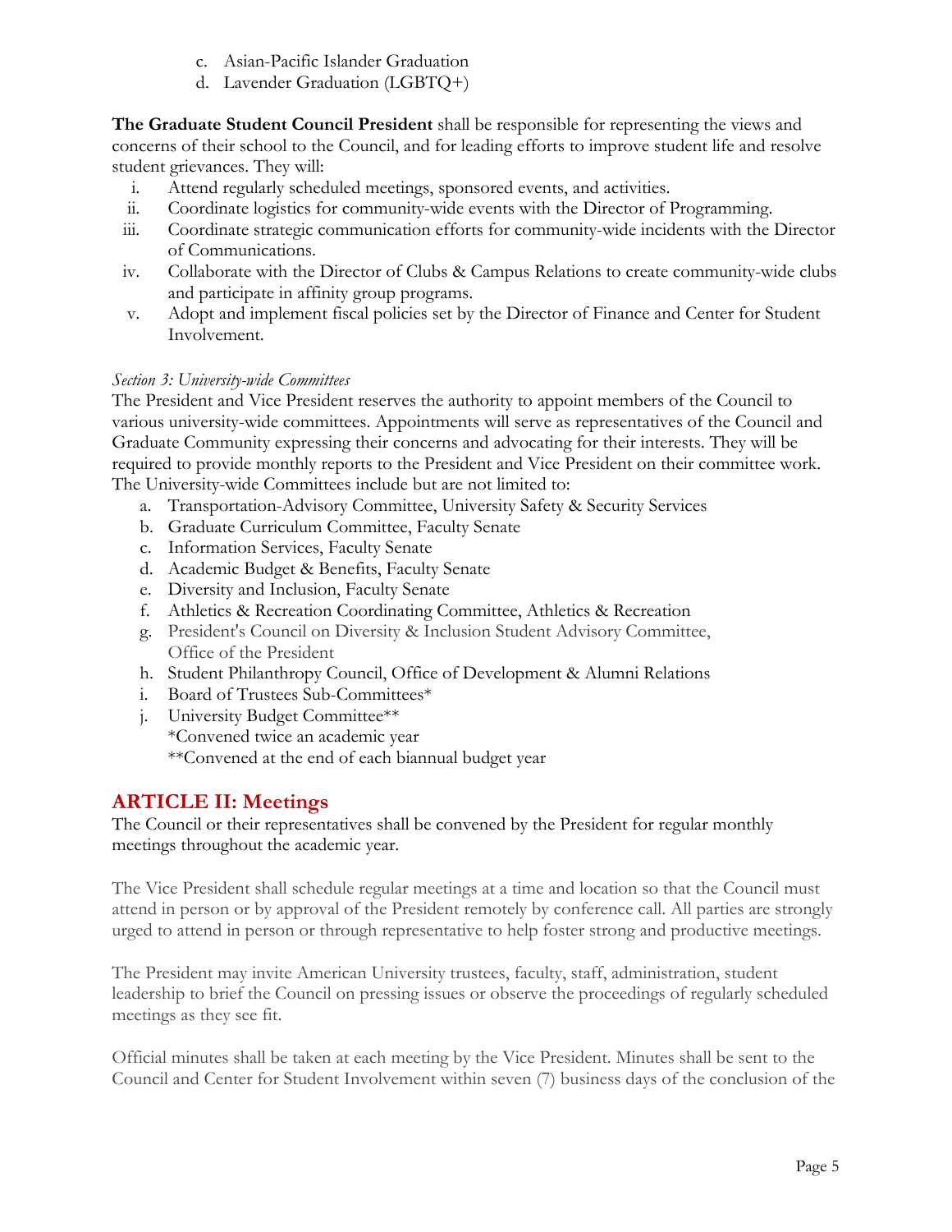c. Asian-Pacific Islander Graduation
d. Lavender Graduation (LGBTQ+)

**The Graduate Student Council President** shall be responsible for representing the views and concerns of their school to the Council, and for leading efforts to improve student life and resolve student grievances. They will:

i. Attend regularly scheduled meetings, sponsored events, and activities.
ii. Coordinate logistics for community-wide events with the Director of Programming.
iii. Coordinate strategic communication efforts for community-wide incidents with the Director of Communications.
iv. Collaborate with the Director of Clubs & Campus Relations to create community-wide clubs and participate in affinity group programs.
v. Adopt and implement fiscal policies set by the Director of Finance and Center for Student Involvement.

*Section 3: University-wide Committees*

The President and Vice President reserves the authority to appoint members of the Council to various university-wide committees. Appointments will serve as representatives of the Council and Graduate Community expressing their concerns and advocating for their interests. They will be required to provide monthly reports to the President and Vice President on their committee work. The University-wide Committees include but are not limited to:

a. Transportation-Advisory Committee, University Safety & Security Services
b. Graduate Curriculum Committee, Faculty Senate
c. Information Services, Faculty Senate
d. Academic Budget & Benefits, Faculty Senate
e. Diversity and Inclusion, Faculty Senate
f. Athletics & Recreation Coordinating Committee, Athletics & Recreation
g. President's Council on Diversity & Inclusion Student Advisory Committee, Office of the President
h. Student Philanthropy Council, Office of Development & Alumni Relations
i. Board of Trustees Sub-Committees*
j. University Budget Committee**
*Convened twice an academic year
**Convened at the end of each biannual budget year

## ARTICLE II: Meetings

The Council or their representatives shall be convened by the President for regular monthly meetings throughout the academic year.

The Vice President shall schedule regular meetings at a time and location so that the Council must attend in person or by approval of the President remotely by conference call. All parties are strongly urged to attend in person or through representative to help foster strong and productive meetings.

The President may invite American University trustees, faculty, staff, administration, student leadership to brief the Council on pressing issues or observe the proceedings of regularly scheduled meetings as they see fit.

Official minutes shall be taken at each meeting by the Vice President. Minutes shall be sent to the Council and Center for Student Involvement within seven (7) business days of the conclusion of the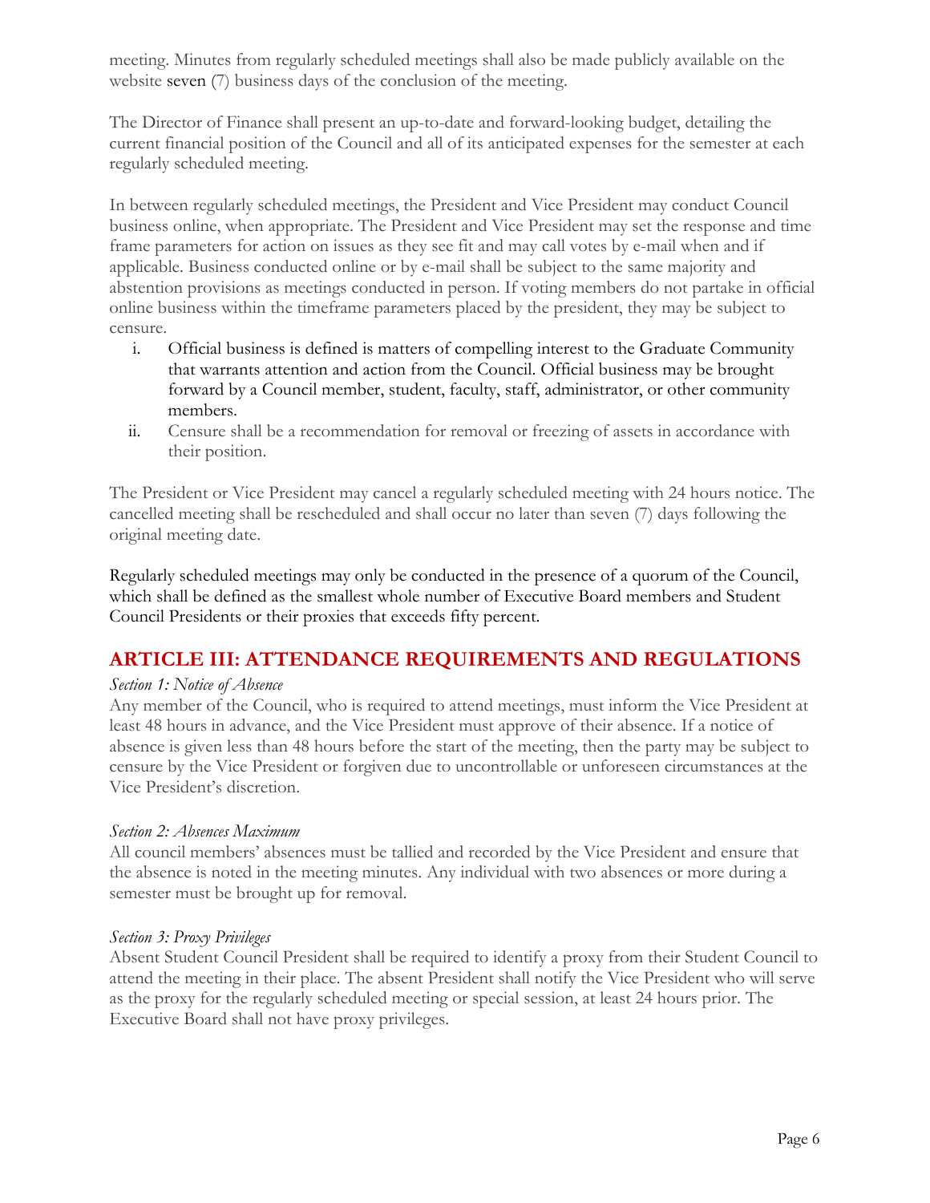meeting. Minutes from regularly scheduled meetings shall also be made publicly available on the website seven (7) business days of the conclusion of the meeting.

The Director of Finance shall present an up-to-date and forward-looking budget, detailing the current financial position of the Council and all of its anticipated expenses for the semester at each regularly scheduled meeting.

In between regularly scheduled meetings, the President and Vice President may conduct Council business online, when appropriate. The President and Vice President may set the response and time frame parameters for action on issues as they see fit and may call votes by e-mail when and if applicable. Business conducted online or by e-mail shall be subject to the same majority and abstention provisions as meetings conducted in person. If voting members do not partake in official online business within the timeframe parameters placed by the president, they may be subject to censure.

i. Official business is defined is matters of compelling interest to the Graduate Community that warrants attention and action from the Council. Official business may be brought forward by a Council member, student, faculty, staff, administrator, or other community members.
ii. Censure shall be a recommendation for removal or freezing of assets in accordance with their position.

The President or Vice President may cancel a regularly scheduled meeting with 24 hours notice. The cancelled meeting shall be rescheduled and shall occur no later than seven (7) days following the original meeting date.

Regularly scheduled meetings may only be conducted in the presence of a quorum of the Council, which shall be defined as the smallest whole number of Executive Board members and Student Council Presidents or their proxies that exceeds fifty percent.

## ARTICLE III: ATTENDANCE REQUIREMENTS AND REGULATIONS

*Section 1: Notice of Absence*

Any member of the Council, who is required to attend meetings, must inform the Vice President at least 48 hours in advance, and the Vice President must approve of their absence. If a notice of absence is given less than 48 hours before the start of the meeting, then the party may be subject to censure by the Vice President or forgiven due to uncontrollable or unforeseen circumstances at the Vice President's discretion.

*Section 2: Absences Maximum*

All council members' absences must be tallied and recorded by the Vice President and ensure that the absence is noted in the meeting minutes. Any individual with two absences or more during a semester must be brought up for removal.

*Section 3: Proxy Privileges*

Absent Student Council President shall be required to identify a proxy from their Student Council to attend the meeting in their place. The absent President shall notify the Vice President who will serve as the proxy for the regularly scheduled meeting or special session, at least 24 hours prior. The Executive Board shall not have proxy privileges.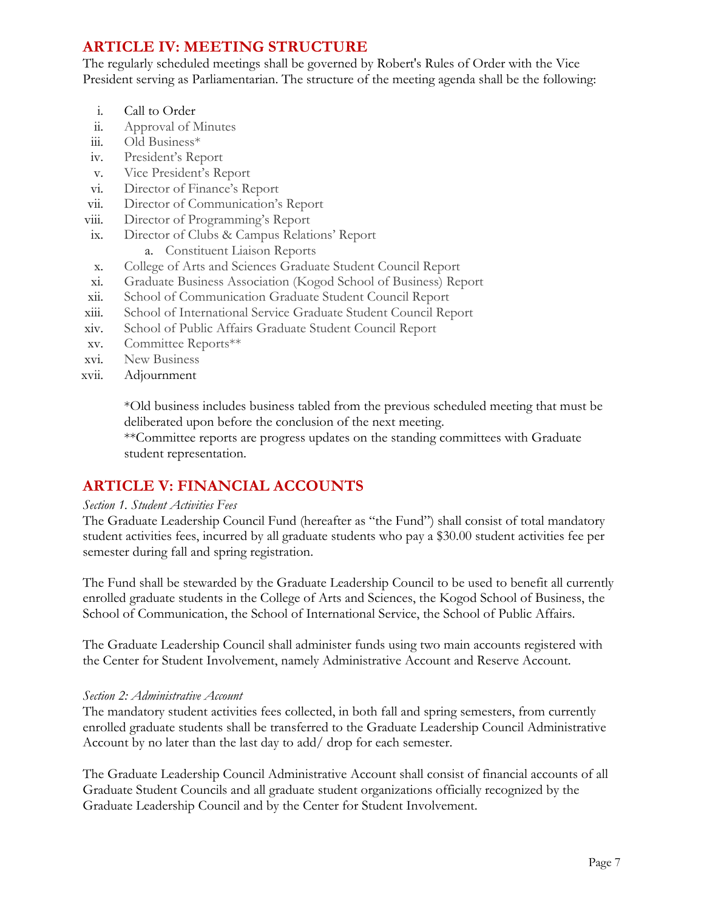## ARTICLE IV: MEETING STRUCTURE

The regularly scheduled meetings shall be governed by Robert's Rules of Order with the Vice President serving as Parliamentarian. The structure of the meeting agenda shall be the following:

i. Call to Order
ii. Approval of Minutes
iii. Old Business*
iv. President's Report
v. Vice President's Report
vi. Director of Finance's Report
vii. Director of Communication's Report
viii. Director of Programming's Report
ix. Director of Clubs & Campus Relations' Report
   a. Constituent Liaison Reports
x. College of Arts and Sciences Graduate Student Council Report
xi. Graduate Business Association (Kogod School of Business) Report
xii. School of Communication Graduate Student Council Report
xiii. School of International Service Graduate Student Council Report
xiv. School of Public Affairs Graduate Student Council Report
xv. Committee Reports**
xvi. New Business
xvii. Adjournment

*Old business includes business tabled from the previous scheduled meeting that must be deliberated upon before the conclusion of the next meeting.
**Committee reports are progress updates on the standing committees with Graduate student representation.

## ARTICLE V: FINANCIAL ACCOUNTS

*Section 1. Student Activities Fees*

The Graduate Leadership Council Fund (hereafter as "the Fund") shall consist of total mandatory student activities fees, incurred by all graduate students who pay a $30.00 student activities fee per semester during fall and spring registration.

The Fund shall be stewarded by the Graduate Leadership Council to be used to benefit all currently enrolled graduate students in the College of Arts and Sciences, the Kogod School of Business, the School of Communication, the School of International Service, the School of Public Affairs.

The Graduate Leadership Council shall administer funds using two main accounts registered with the Center for Student Involvement, namely Administrative Account and Reserve Account.

*Section 2: Administrative Account*

The mandatory student activities fees collected, in both fall and spring semesters, from currently enrolled graduate students shall be transferred to the Graduate Leadership Council Administrative Account by no later than the last day to add/ drop for each semester.

The Graduate Leadership Council Administrative Account shall consist of financial accounts of all Graduate Student Councils and all graduate student organizations officially recognized by the Graduate Leadership Council and by the Center for Student Involvement.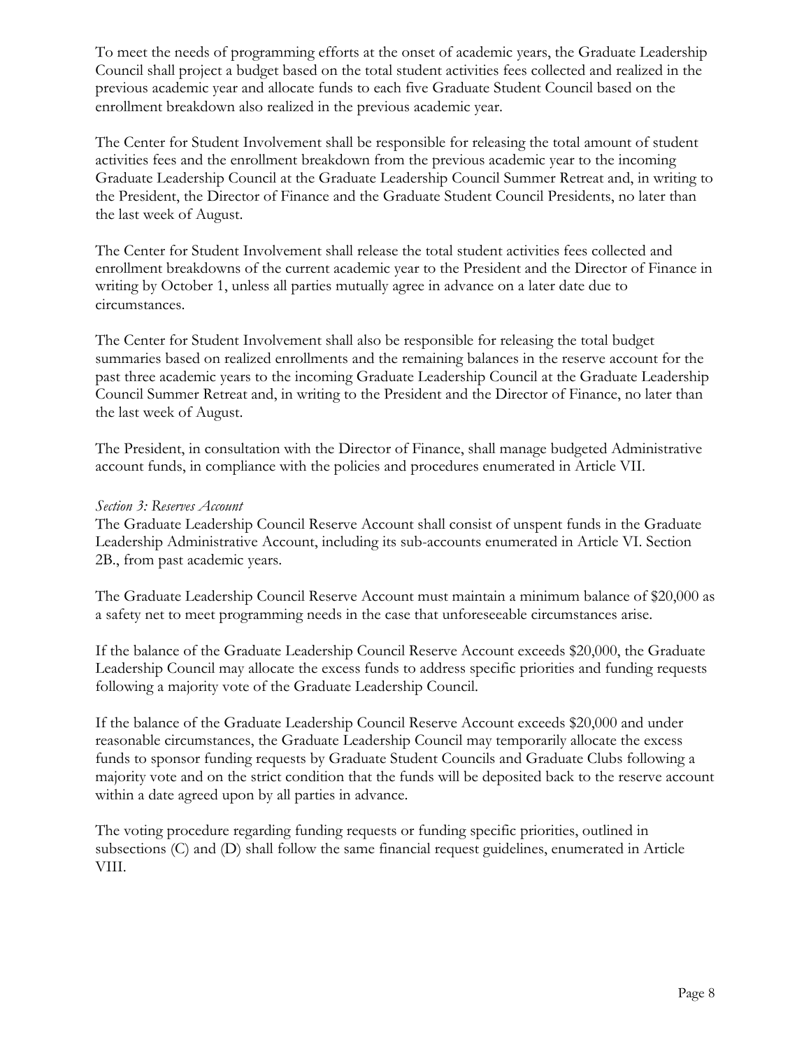To meet the needs of programming efforts at the onset of academic years, the Graduate Leadership Council shall project a budget based on the total student activities fees collected and realized in the previous academic year and allocate funds to each five Graduate Student Council based on the enrollment breakdown also realized in the previous academic year.

The Center for Student Involvement shall be responsible for releasing the total amount of student activities fees and the enrollment breakdown from the previous academic year to the incoming Graduate Leadership Council at the Graduate Leadership Council Summer Retreat and, in writing to the President, the Director of Finance and the Graduate Student Council Presidents, no later than the last week of August.

The Center for Student Involvement shall release the total student activities fees collected and enrollment breakdowns of the current academic year to the President and the Director of Finance in writing by October 1, unless all parties mutually agree in advance on a later date due to circumstances.

The Center for Student Involvement shall also be responsible for releasing the total budget summaries based on realized enrollments and the remaining balances in the reserve account for the past three academic years to the incoming Graduate Leadership Council at the Graduate Leadership Council Summer Retreat and, in writing to the President and the Director of Finance, no later than the last week of August.

The President, in consultation with the Director of Finance, shall manage budgeted Administrative account funds, in compliance with the policies and procedures enumerated in Article VII.

*Section 3: Reserves Account*

The Graduate Leadership Council Reserve Account shall consist of unspent funds in the Graduate Leadership Administrative Account, including its sub-accounts enumerated in Article VI. Section 2B., from past academic years.

The Graduate Leadership Council Reserve Account must maintain a minimum balance of $20,000 as a safety net to meet programming needs in the case that unforeseeable circumstances arise.

If the balance of the Graduate Leadership Council Reserve Account exceeds $20,000, the Graduate Leadership Council may allocate the excess funds to address specific priorities and funding requests following a majority vote of the Graduate Leadership Council.

If the balance of the Graduate Leadership Council Reserve Account exceeds $20,000 and under reasonable circumstances, the Graduate Leadership Council may temporarily allocate the excess funds to sponsor funding requests by Graduate Student Councils and Graduate Clubs following a majority vote and on the strict condition that the funds will be deposited back to the reserve account within a date agreed upon by all parties in advance.

The voting procedure regarding funding requests or funding specific priorities, outlined in subsections (C) and (D) shall follow the same financial request guidelines, enumerated in Article VIII.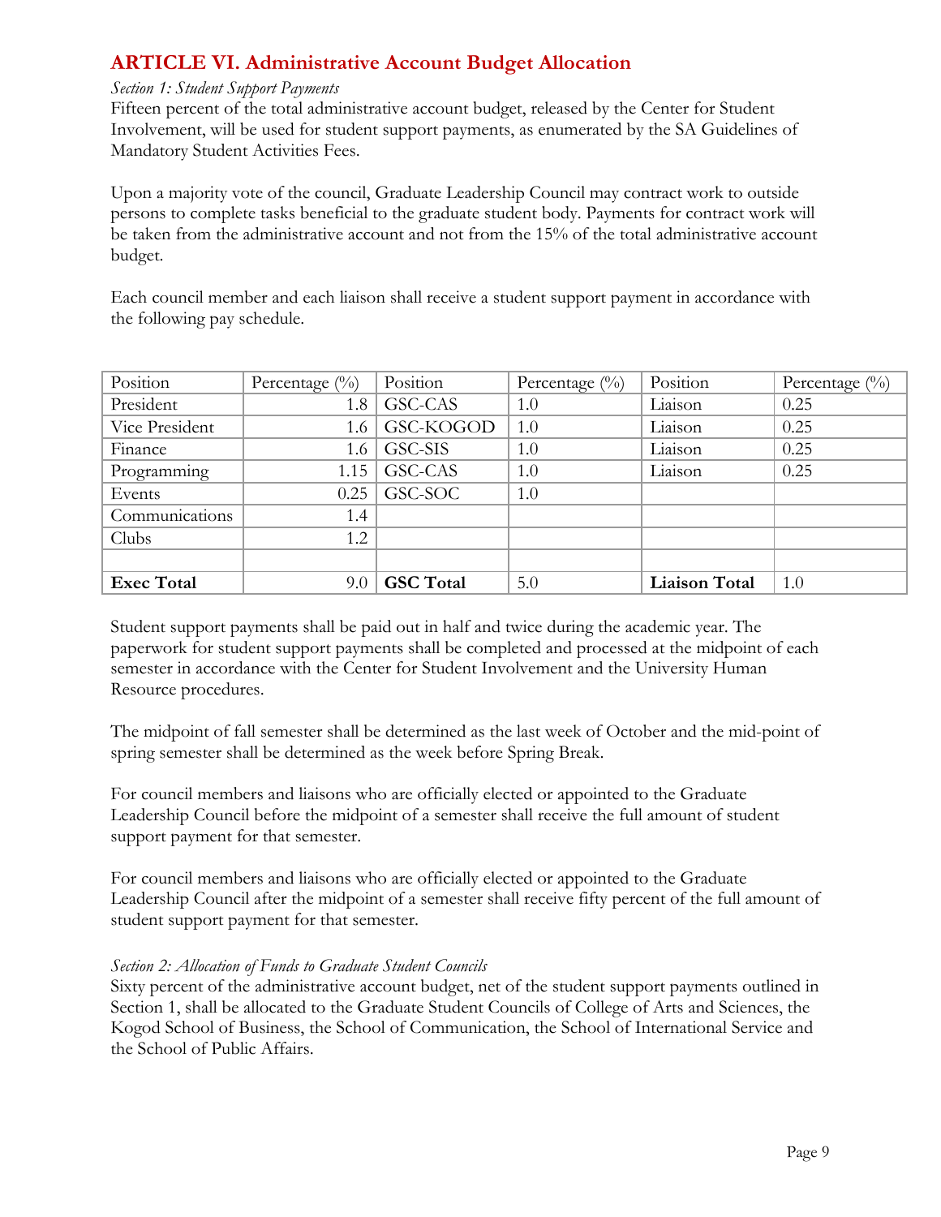## ARTICLE VI. Administrative Account Budget Allocation

*Section 1: Student Support Payments*

Fifteen percent of the total administrative account budget, released by the Center for Student Involvement, will be used for student support payments, as enumerated by the SA Guidelines of Mandatory Student Activities Fees.

Upon a majority vote of the council, Graduate Leadership Council may contract work to outside persons to complete tasks beneficial to the graduate student body. Payments for contract work will be taken from the administrative account and not from the 15% of the total administrative account budget.

Each council member and each liaison shall receive a student support payment in accordance with the following pay schedule.

| Position | Percentage (%) | Position | Percentage (%) | Position | Percentage (%) |
|---|---|---|---|---|---|
| President | 1.8 | GSC-CAS | 1.0 | Liaison | 0.25 |
| Vice President | 1.6 | GSC-KOGOD | 1.0 | Liaison | 0.25 |
| Finance | 1.6 | GSC-SIS | 1.0 | Liaison | 0.25 |
| Programming | 1.15 | GSC-CAS | 1.0 | Liaison | 0.25 |
| Events | 0.25 | GSC-SOC | 1.0 | | |
| Communications | 1.4 | | | | |
| Clubs | 1.2 | | | | |
| | | | | | |
| **Exec Total** | 9.0 | **GSC Total** | 5.0 | **Liaison Total** | 1.0 |

Student support payments shall be paid out in half and twice during the academic year. The paperwork for student support payments shall be completed and processed at the midpoint of each semester in accordance with the Center for Student Involvement and the University Human Resource procedures.

The midpoint of fall semester shall be determined as the last week of October and the mid-point of spring semester shall be determined as the week before Spring Break.

For council members and liaisons who are officially elected or appointed to the Graduate Leadership Council before the midpoint of a semester shall receive the full amount of student support payment for that semester.

For council members and liaisons who are officially elected or appointed to the Graduate Leadership Council after the midpoint of a semester shall receive fifty percent of the full amount of student support payment for that semester.

*Section 2: Allocation of Funds to Graduate Student Councils*

Sixty percent of the administrative account budget, net of the student support payments outlined in Section 1, shall be allocated to the Graduate Student Councils of College of Arts and Sciences, the Kogod School of Business, the School of Communication, the School of International Service and the School of Public Affairs.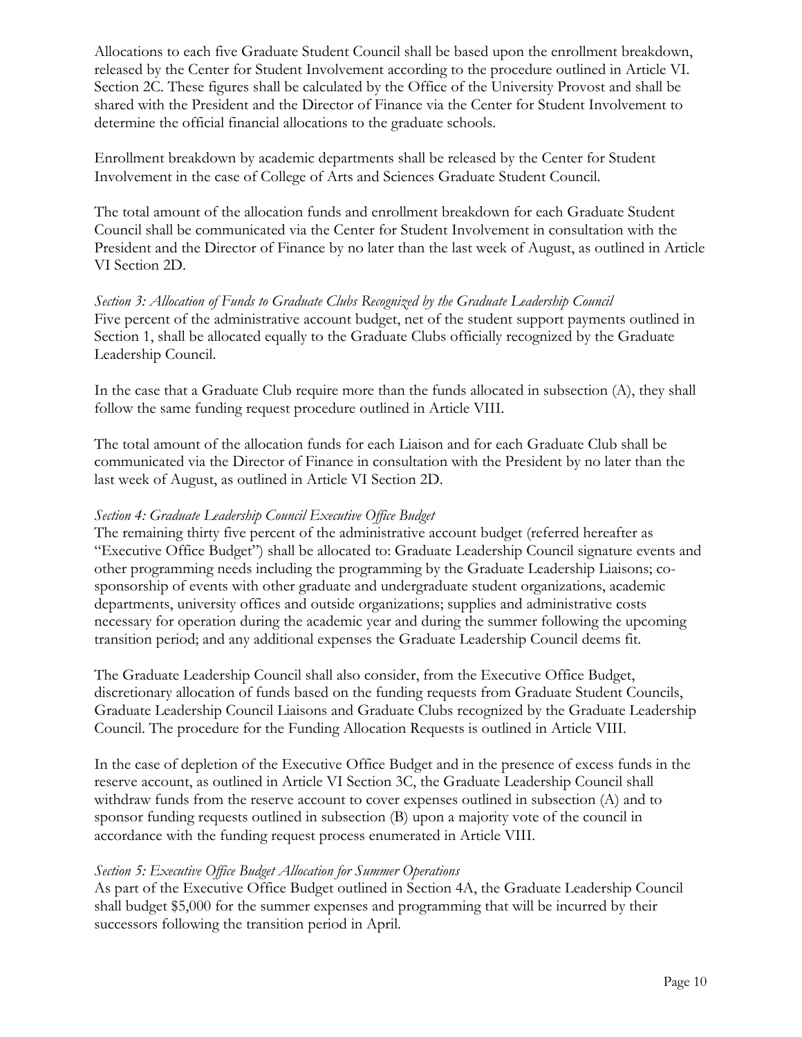Allocations to each five Graduate Student Council shall be based upon the enrollment breakdown, released by the Center for Student Involvement according to the procedure outlined in Article VI. Section 2C. These figures shall be calculated by the Office of the University Provost and shall be shared with the President and the Director of Finance via the Center for Student Involvement to determine the official financial allocations to the graduate schools.

Enrollment breakdown by academic departments shall be released by the Center for Student Involvement in the case of College of Arts and Sciences Graduate Student Council.

The total amount of the allocation funds and enrollment breakdown for each Graduate Student Council shall be communicated via the Center for Student Involvement in consultation with the President and the Director of Finance by no later than the last week of August, as outlined in Article VI Section 2D.

*Section 3: Allocation of Funds to Graduate Clubs Recognized by the Graduate Leadership Council*
Five percent of the administrative account budget, net of the student support payments outlined in Section 1, shall be allocated equally to the Graduate Clubs officially recognized by the Graduate Leadership Council.

In the case that a Graduate Club require more than the funds allocated in subsection (A), they shall follow the same funding request procedure outlined in Article VIII.

The total amount of the allocation funds for each Liaison and for each Graduate Club shall be communicated via the Director of Finance in consultation with the President by no later than the last week of August, as outlined in Article VI Section 2D.

*Section 4: Graduate Leadership Council Executive Office Budget*
The remaining thirty five percent of the administrative account budget (referred hereafter as "Executive Office Budget") shall be allocated to: Graduate Leadership Council signature events and other programming needs including the programming by the Graduate Leadership Liaisons; co-sponsorship of events with other graduate and undergraduate student organizations, academic departments, university offices and outside organizations; supplies and administrative costs necessary for operation during the academic year and during the summer following the upcoming transition period; and any additional expenses the Graduate Leadership Council deems fit.

The Graduate Leadership Council shall also consider, from the Executive Office Budget, discretionary allocation of funds based on the funding requests from Graduate Student Councils, Graduate Leadership Council Liaisons and Graduate Clubs recognized by the Graduate Leadership Council. The procedure for the Funding Allocation Requests is outlined in Article VIII.

In the case of depletion of the Executive Office Budget and in the presence of excess funds in the reserve account, as outlined in Article VI Section 3C, the Graduate Leadership Council shall withdraw funds from the reserve account to cover expenses outlined in subsection (A) and to sponsor funding requests outlined in subsection (B) upon a majority vote of the council in accordance with the funding request process enumerated in Article VIII.

*Section 5: Executive Office Budget Allocation for Summer Operations*
As part of the Executive Office Budget outlined in Section 4A, the Graduate Leadership Council shall budget $5,000 for the summer expenses and programming that will be incurred by their successors following the transition period in April.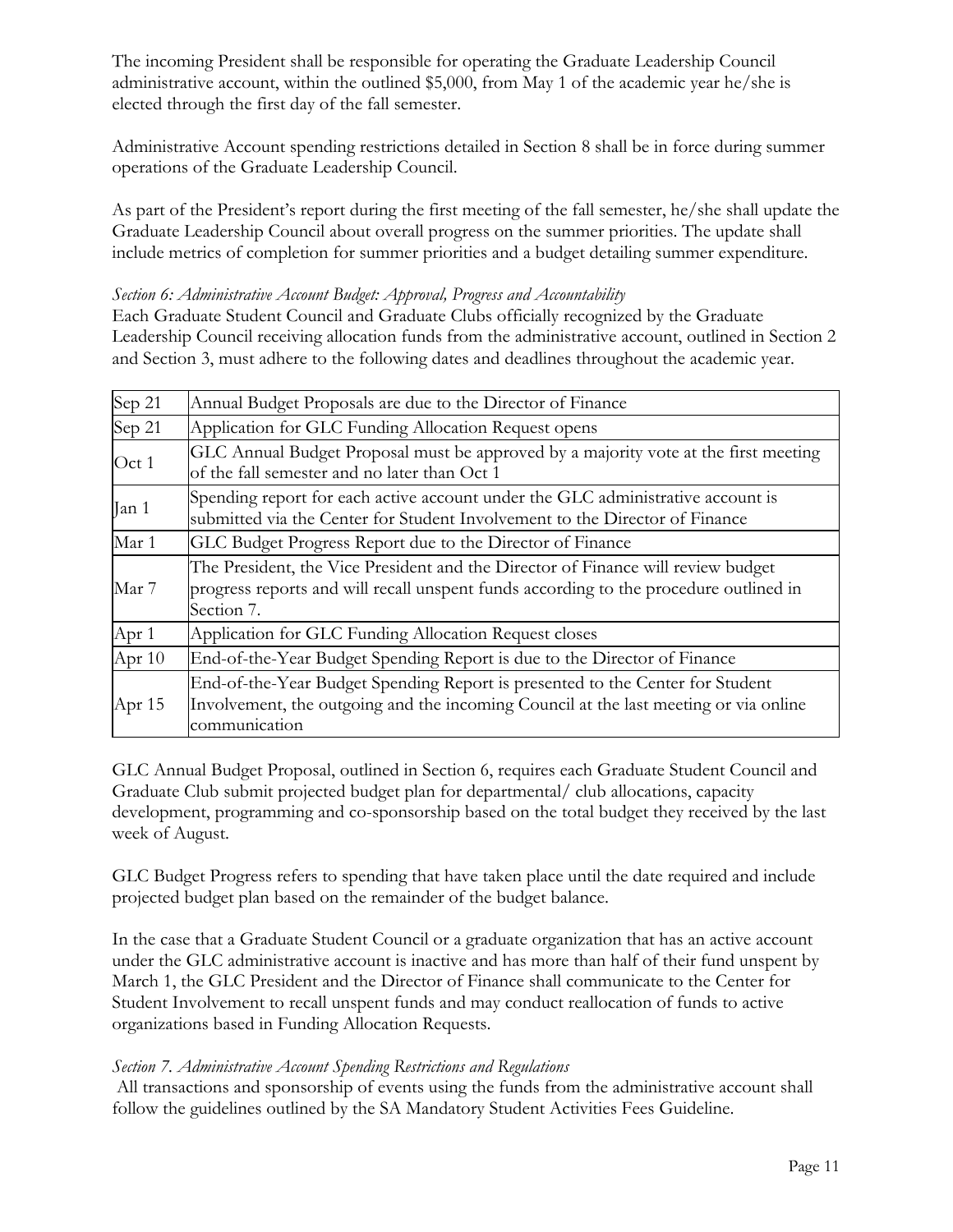The incoming President shall be responsible for operating the Graduate Leadership Council administrative account, within the outlined $5,000, from May 1 of the academic year he/she is elected through the first day of the fall semester.

Administrative Account spending restrictions detailed in Section 8 shall be in force during summer operations of the Graduate Leadership Council.

As part of the President's report during the first meeting of the fall semester, he/she shall update the Graduate Leadership Council about overall progress on the summer priorities. The update shall include metrics of completion for summer priorities and a budget detailing summer expenditure.

*Section 6: Administrative Account Budget: Approval, Progress and Accountability*

Each Graduate Student Council and Graduate Clubs officially recognized by the Graduate Leadership Council receiving allocation funds from the administrative account, outlined in Section 2 and Section 3, must adhere to the following dates and deadlines throughout the academic year.

| | |
|---|---|
| Sep 21 | Annual Budget Proposals are due to the Director of Finance |
| Sep 21 | Application for GLC Funding Allocation Request opens |
| Oct 1 | GLC Annual Budget Proposal must be approved by a majority vote at the first meeting of the fall semester and no later than Oct 1 |
| Jan 1 | Spending report for each active account under the GLC administrative account is submitted via the Center for Student Involvement to the Director of Finance |
| Mar 1 | GLC Budget Progress Report due to the Director of Finance |
| Mar 7 | The President, the Vice President and the Director of Finance will review budget progress reports and will recall unspent funds according to the procedure outlined in Section 7. |
| Apr 1 | Application for GLC Funding Allocation Request closes |
| Apr 10 | End-of-the-Year Budget Spending Report is due to the Director of Finance |
| Apr 15 | End-of-the-Year Budget Spending Report is presented to the Center for Student Involvement, the outgoing and the incoming Council at the last meeting or via online communication |

GLC Annual Budget Proposal, outlined in Section 6, requires each Graduate Student Council and Graduate Club submit projected budget plan for departmental/ club allocations, capacity development, programming and co-sponsorship based on the total budget they received by the last week of August.

GLC Budget Progress refers to spending that have taken place until the date required and include projected budget plan based on the remainder of the budget balance.

In the case that a Graduate Student Council or a graduate organization that has an active account under the GLC administrative account is inactive and has more than half of their fund unspent by March 1, the GLC President and the Director of Finance shall communicate to the Center for Student Involvement to recall unspent funds and may conduct reallocation of funds to active organizations based in Funding Allocation Requests.

*Section 7. Administrative Account Spending Restrictions and Regulations*

All transactions and sponsorship of events using the funds from the administrative account shall follow the guidelines outlined by the SA Mandatory Student Activities Fees Guideline.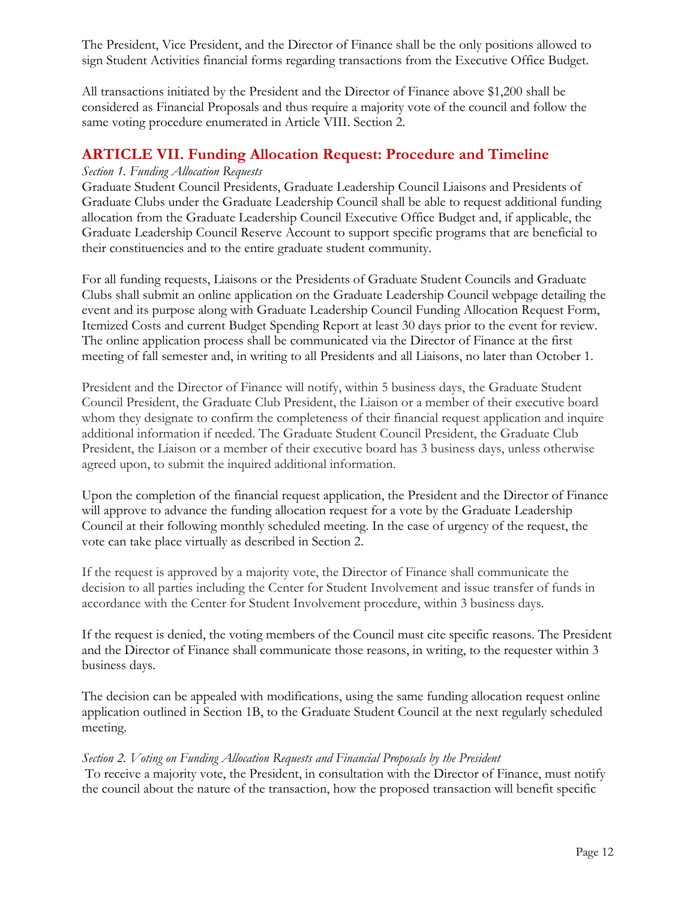The President, Vice President, and the Director of Finance shall be the only positions allowed to sign Student Activities financial forms regarding transactions from the Executive Office Budget.

All transactions initiated by the President and the Director of Finance above $1,200 shall be considered as Financial Proposals and thus require a majority vote of the council and follow the same voting procedure enumerated in Article VIII. Section 2.

## ARTICLE VII. Funding Allocation Request: Procedure and Timeline

*Section 1. Funding Allocation Requests*

Graduate Student Council Presidents, Graduate Leadership Council Liaisons and Presidents of Graduate Clubs under the Graduate Leadership Council shall be able to request additional funding allocation from the Graduate Leadership Council Executive Office Budget and, if applicable, the Graduate Leadership Council Reserve Account to support specific programs that are beneficial to their constituencies and to the entire graduate student community.

For all funding requests, Liaisons or the Presidents of Graduate Student Councils and Graduate Clubs shall submit an online application on the Graduate Leadership Council webpage detailing the event and its purpose along with Graduate Leadership Council Funding Allocation Request Form, Itemized Costs and current Budget Spending Report at least 30 days prior to the event for review. The online application process shall be communicated via the Director of Finance at the first meeting of fall semester and, in writing to all Presidents and all Liaisons, no later than October 1.

President and the Director of Finance will notify, within 5 business days, the Graduate Student Council President, the Graduate Club President, the Liaison or a member of their executive board whom they designate to confirm the completeness of their financial request application and inquire additional information if needed. The Graduate Student Council President, the Graduate Club President, the Liaison or a member of their executive board has 3 business days, unless otherwise agreed upon, to submit the inquired additional information.

Upon the completion of the financial request application, the President and the Director of Finance will approve to advance the funding allocation request for a vote by the Graduate Leadership Council at their following monthly scheduled meeting. In the case of urgency of the request, the vote can take place virtually as described in Section 2.

If the request is approved by a majority vote, the Director of Finance shall communicate the decision to all parties including the Center for Student Involvement and issue transfer of funds in accordance with the Center for Student Involvement procedure, within 3 business days.

If the request is denied, the voting members of the Council must cite specific reasons. The President and the Director of Finance shall communicate those reasons, in writing, to the requester within 3 business days.

The decision can be appealed with modifications, using the same funding allocation request online application outlined in Section 1B, to the Graduate Student Council at the next regularly scheduled meeting.

*Section 2. Voting on Funding Allocation Requests and Financial Proposals by the President*

To receive a majority vote, the President, in consultation with the Director of Finance, must notify the council about the nature of the transaction, how the proposed transaction will benefit specific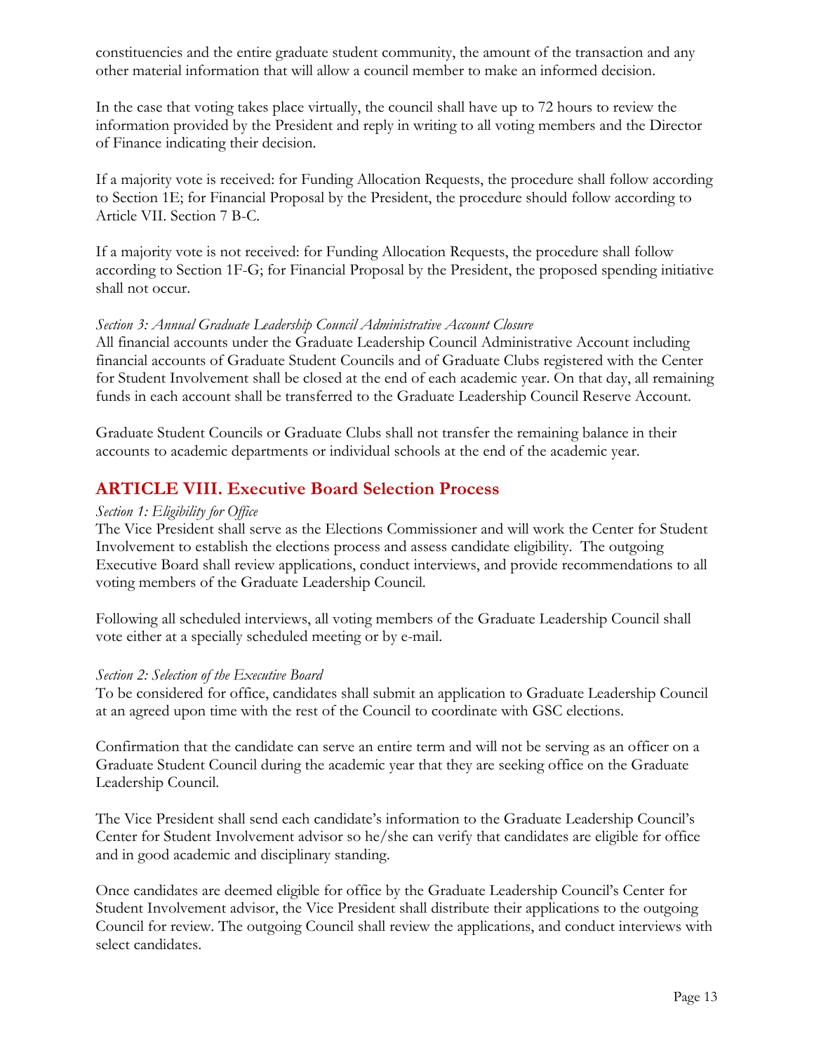constituencies and the entire graduate student community, the amount of the transaction and any other material information that will allow a council member to make an informed decision.

In the case that voting takes place virtually, the council shall have up to 72 hours to review the information provided by the President and reply in writing to all voting members and the Director of Finance indicating their decision.

If a majority vote is received: for Funding Allocation Requests, the procedure shall follow according to Section 1E; for Financial Proposal by the President, the procedure should follow according to Article VII. Section 7 B-C.

If a majority vote is not received: for Funding Allocation Requests, the procedure shall follow according to Section 1F-G; for Financial Proposal by the President, the proposed spending initiative shall not occur.

*Section 3: Annual Graduate Leadership Council Administrative Account Closure*

All financial accounts under the Graduate Leadership Council Administrative Account including financial accounts of Graduate Student Councils and of Graduate Clubs registered with the Center for Student Involvement shall be closed at the end of each academic year. On that day, all remaining funds in each account shall be transferred to the Graduate Leadership Council Reserve Account.

Graduate Student Councils or Graduate Clubs shall not transfer the remaining balance in their accounts to academic departments or individual schools at the end of the academic year.

## ARTICLE VIII. Executive Board Selection Process

*Section 1: Eligibility for Office*

The Vice President shall serve as the Elections Commissioner and will work the Center for Student Involvement to establish the elections process and assess candidate eligibility. The outgoing Executive Board shall review applications, conduct interviews, and provide recommendations to all voting members of the Graduate Leadership Council.

Following all scheduled interviews, all voting members of the Graduate Leadership Council shall vote either at a specially scheduled meeting or by e-mail.

*Section 2: Selection of the Executive Board*

To be considered for office, candidates shall submit an application to Graduate Leadership Council at an agreed upon time with the rest of the Council to coordinate with GSC elections.

Confirmation that the candidate can serve an entire term and will not be serving as an officer on a Graduate Student Council during the academic year that they are seeking office on the Graduate Leadership Council.

The Vice President shall send each candidate's information to the Graduate Leadership Council's Center for Student Involvement advisor so he/she can verify that candidates are eligible for office and in good academic and disciplinary standing.

Once candidates are deemed eligible for office by the Graduate Leadership Council's Center for Student Involvement advisor, the Vice President shall distribute their applications to the outgoing Council for review. The outgoing Council shall review the applications, and conduct interviews with select candidates.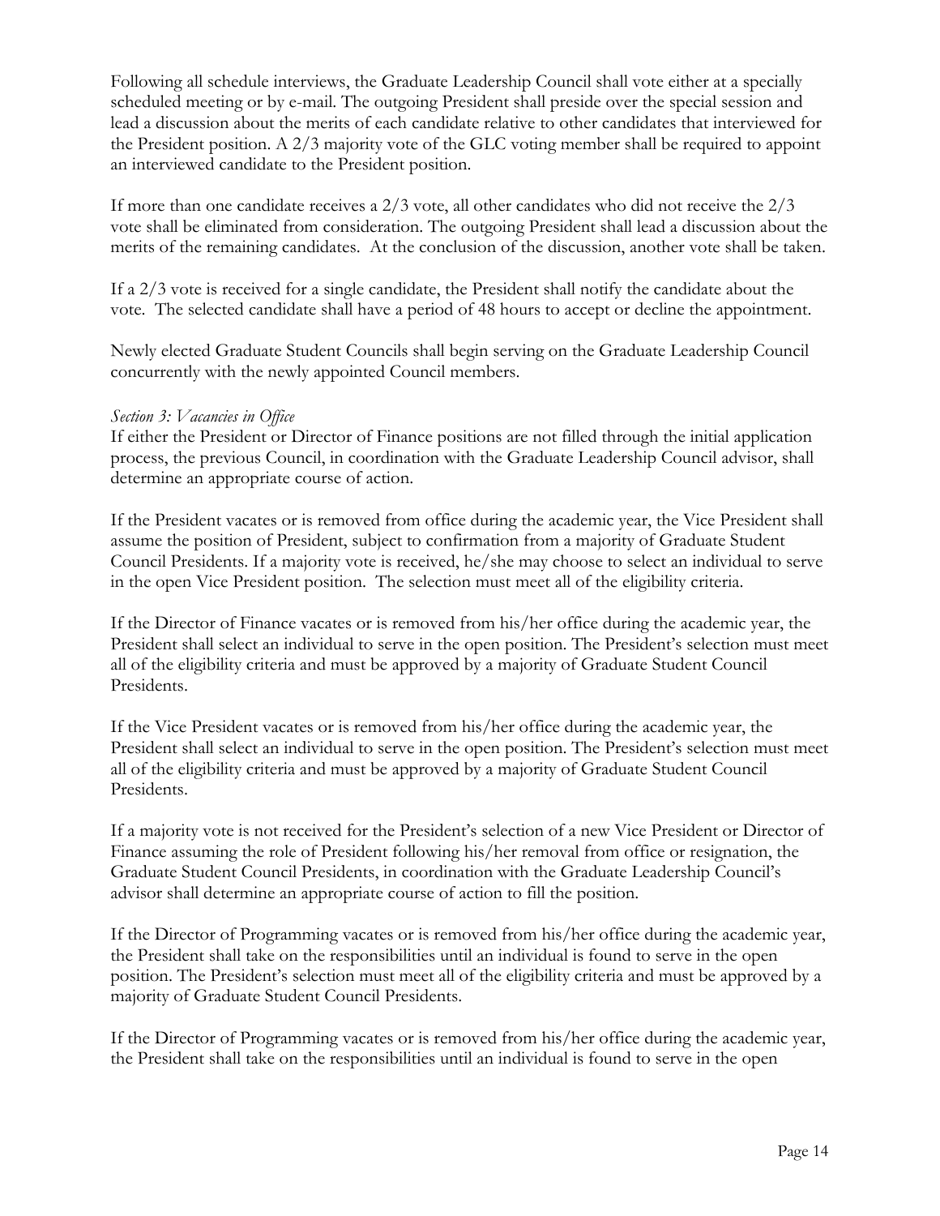Following all schedule interviews, the Graduate Leadership Council shall vote either at a specially scheduled meeting or by e-mail. The outgoing President shall preside over the special session and lead a discussion about the merits of each candidate relative to other candidates that interviewed for the President position. A 2/3 majority vote of the GLC voting member shall be required to appoint an interviewed candidate to the President position.

If more than one candidate receives a 2/3 vote, all other candidates who did not receive the 2/3 vote shall be eliminated from consideration. The outgoing President shall lead a discussion about the merits of the remaining candidates. At the conclusion of the discussion, another vote shall be taken.

If a 2/3 vote is received for a single candidate, the President shall notify the candidate about the vote. The selected candidate shall have a period of 48 hours to accept or decline the appointment.

Newly elected Graduate Student Councils shall begin serving on the Graduate Leadership Council concurrently with the newly appointed Council members.

*Section 3: Vacancies in Office*

If either the President or Director of Finance positions are not filled through the initial application process, the previous Council, in coordination with the Graduate Leadership Council advisor, shall determine an appropriate course of action.

If the President vacates or is removed from office during the academic year, the Vice President shall assume the position of President, subject to confirmation from a majority of Graduate Student Council Presidents. If a majority vote is received, he/she may choose to select an individual to serve in the open Vice President position. The selection must meet all of the eligibility criteria.

If the Director of Finance vacates or is removed from his/her office during the academic year, the President shall select an individual to serve in the open position. The President's selection must meet all of the eligibility criteria and must be approved by a majority of Graduate Student Council Presidents.

If the Vice President vacates or is removed from his/her office during the academic year, the President shall select an individual to serve in the open position. The President's selection must meet all of the eligibility criteria and must be approved by a majority of Graduate Student Council Presidents.

If a majority vote is not received for the President's selection of a new Vice President or Director of Finance assuming the role of President following his/her removal from office or resignation, the Graduate Student Council Presidents, in coordination with the Graduate Leadership Council's advisor shall determine an appropriate course of action to fill the position.

If the Director of Programming vacates or is removed from his/her office during the academic year, the President shall take on the responsibilities until an individual is found to serve in the open position. The President's selection must meet all of the eligibility criteria and must be approved by a majority of Graduate Student Council Presidents.

If the Director of Programming vacates or is removed from his/her office during the academic year, the President shall take on the responsibilities until an individual is found to serve in the open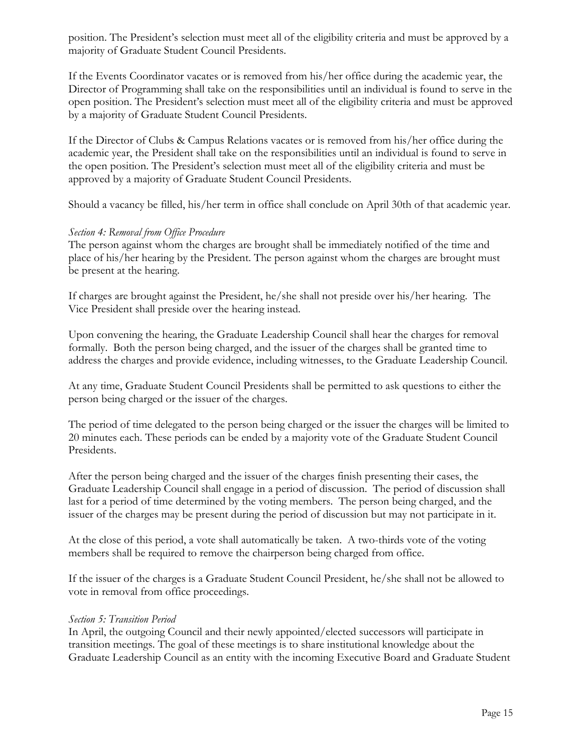position. The President's selection must meet all of the eligibility criteria and must be approved by a majority of Graduate Student Council Presidents.

If the Events Coordinator vacates or is removed from his/her office during the academic year, the Director of Programming shall take on the responsibilities until an individual is found to serve in the open position. The President's selection must meet all of the eligibility criteria and must be approved by a majority of Graduate Student Council Presidents.

If the Director of Clubs & Campus Relations vacates or is removed from his/her office during the academic year, the President shall take on the responsibilities until an individual is found to serve in the open position. The President's selection must meet all of the eligibility criteria and must be approved by a majority of Graduate Student Council Presidents.

Should a vacancy be filled, his/her term in office shall conclude on April 30th of that academic year.

*Section 4: Removal from Office Procedure*

The person against whom the charges are brought shall be immediately notified of the time and place of his/her hearing by the President. The person against whom the charges are brought must be present at the hearing.

If charges are brought against the President, he/she shall not preside over his/her hearing. The Vice President shall preside over the hearing instead.

Upon convening the hearing, the Graduate Leadership Council shall hear the charges for removal formally. Both the person being charged, and the issuer of the charges shall be granted time to address the charges and provide evidence, including witnesses, to the Graduate Leadership Council.

At any time, Graduate Student Council Presidents shall be permitted to ask questions to either the person being charged or the issuer of the charges.

The period of time delegated to the person being charged or the issuer the charges will be limited to 20 minutes each. These periods can be ended by a majority vote of the Graduate Student Council Presidents.

After the person being charged and the issuer of the charges finish presenting their cases, the Graduate Leadership Council shall engage in a period of discussion. The period of discussion shall last for a period of time determined by the voting members. The person being charged, and the issuer of the charges may be present during the period of discussion but may not participate in it.

At the close of this period, a vote shall automatically be taken. A two-thirds vote of the voting members shall be required to remove the chairperson being charged from office.

If the issuer of the charges is a Graduate Student Council President, he/she shall not be allowed to vote in removal from office proceedings.

*Section 5: Transition Period*

In April, the outgoing Council and their newly appointed/elected successors will participate in transition meetings. The goal of these meetings is to share institutional knowledge about the Graduate Leadership Council as an entity with the incoming Executive Board and Graduate Student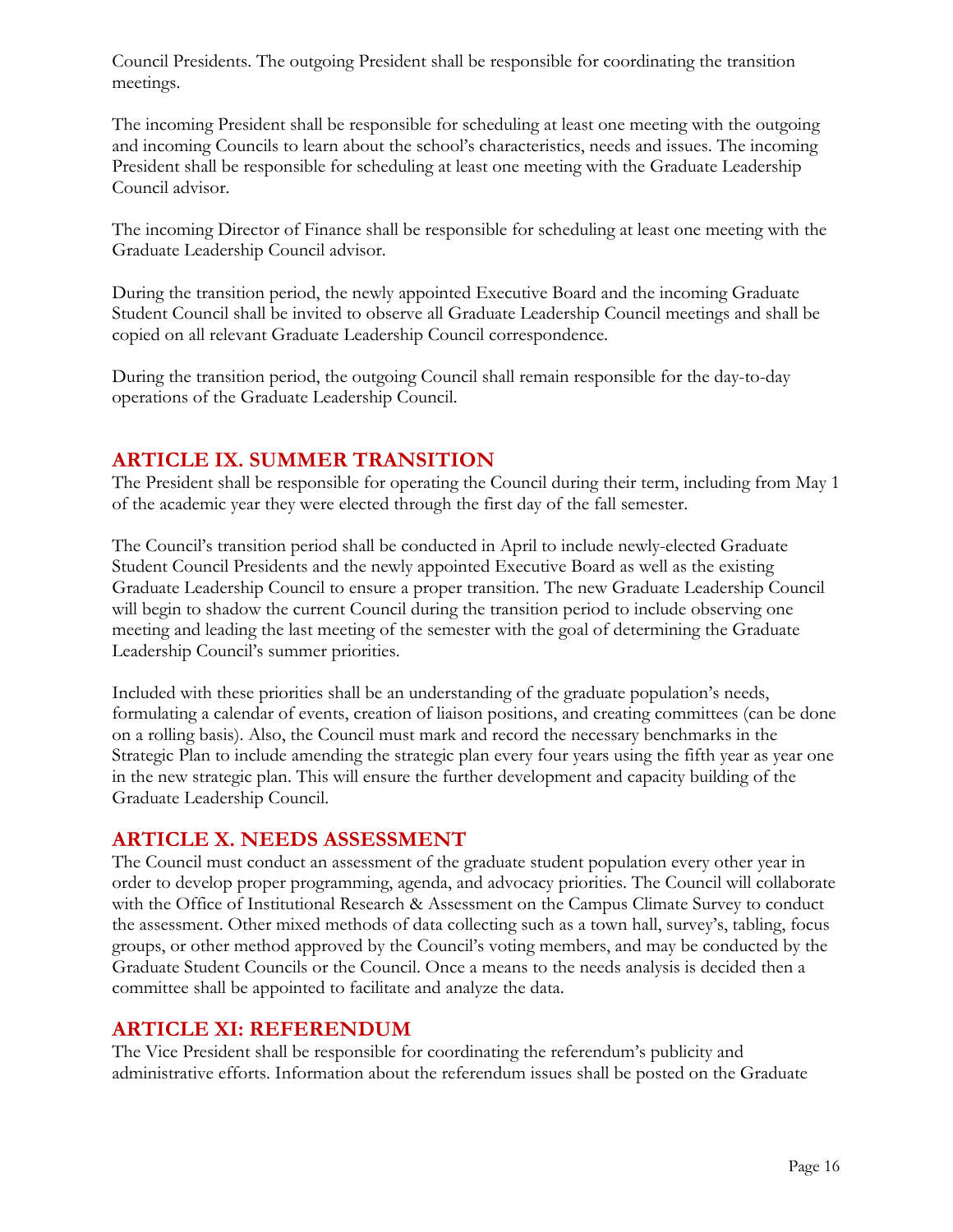Council Presidents. The outgoing President shall be responsible for coordinating the transition meetings.

The incoming President shall be responsible for scheduling at least one meeting with the outgoing and incoming Councils to learn about the school's characteristics, needs and issues. The incoming President shall be responsible for scheduling at least one meeting with the Graduate Leadership Council advisor.

The incoming Director of Finance shall be responsible for scheduling at least one meeting with the Graduate Leadership Council advisor.

During the transition period, the newly appointed Executive Board and the incoming Graduate Student Council shall be invited to observe all Graduate Leadership Council meetings and shall be copied on all relevant Graduate Leadership Council correspondence.

During the transition period, the outgoing Council shall remain responsible for the day-to-day operations of the Graduate Leadership Council.

## ARTICLE IX. SUMMER TRANSITION

The President shall be responsible for operating the Council during their term, including from May 1 of the academic year they were elected through the first day of the fall semester.

The Council's transition period shall be conducted in April to include newly-elected Graduate Student Council Presidents and the newly appointed Executive Board as well as the existing Graduate Leadership Council to ensure a proper transition. The new Graduate Leadership Council will begin to shadow the current Council during the transition period to include observing one meeting and leading the last meeting of the semester with the goal of determining the Graduate Leadership Council's summer priorities.

Included with these priorities shall be an understanding of the graduate population's needs, formulating a calendar of events, creation of liaison positions, and creating committees (can be done on a rolling basis). Also, the Council must mark and record the necessary benchmarks in the Strategic Plan to include amending the strategic plan every four years using the fifth year as year one in the new strategic plan. This will ensure the further development and capacity building of the Graduate Leadership Council.

## ARTICLE X. NEEDS ASSESSMENT

The Council must conduct an assessment of the graduate student population every other year in order to develop proper programming, agenda, and advocacy priorities. The Council will collaborate with the Office of Institutional Research & Assessment on the Campus Climate Survey to conduct the assessment. Other mixed methods of data collecting such as a town hall, survey's, tabling, focus groups, or other method approved by the Council's voting members, and may be conducted by the Graduate Student Councils or the Council. Once a means to the needs analysis is decided then a committee shall be appointed to facilitate and analyze the data.

## ARTICLE XI: REFERENDUM

The Vice President shall be responsible for coordinating the referendum's publicity and administrative efforts. Information about the referendum issues shall be posted on the Graduate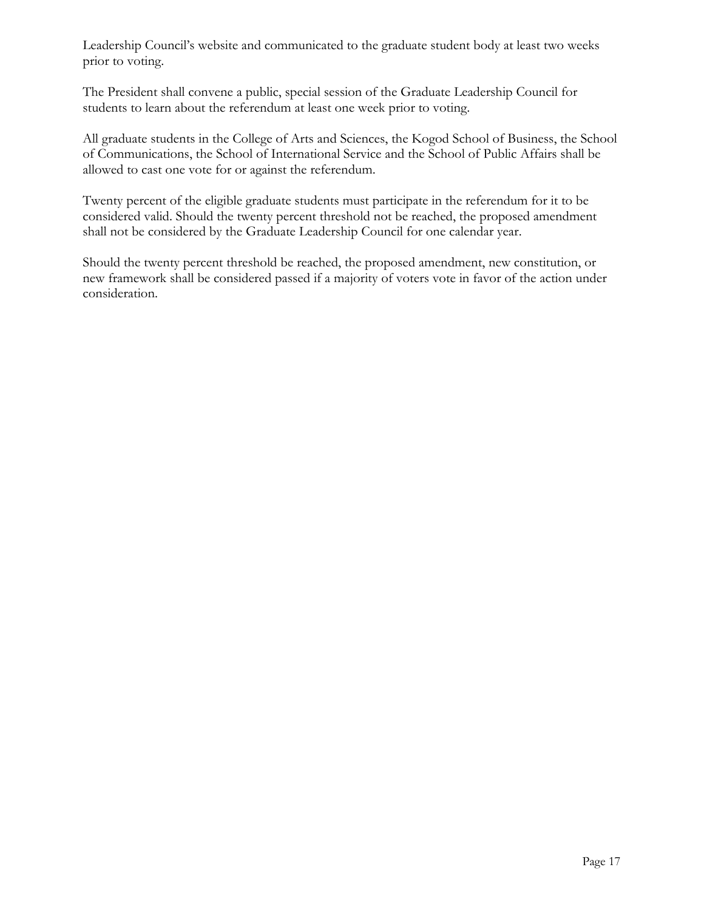Leadership Council's website and communicated to the graduate student body at least two weeks prior to voting.

The President shall convene a public, special session of the Graduate Leadership Council for students to learn about the referendum at least one week prior to voting.

All graduate students in the College of Arts and Sciences, the Kogod School of Business, the School of Communications, the School of International Service and the School of Public Affairs shall be allowed to cast one vote for or against the referendum.

Twenty percent of the eligible graduate students must participate in the referendum for it to be considered valid. Should the twenty percent threshold not be reached, the proposed amendment shall not be considered by the Graduate Leadership Council for one calendar year.

Should the twenty percent threshold be reached, the proposed amendment, new constitution, or new framework shall be considered passed if a majority of voters vote in favor of the action under consideration.